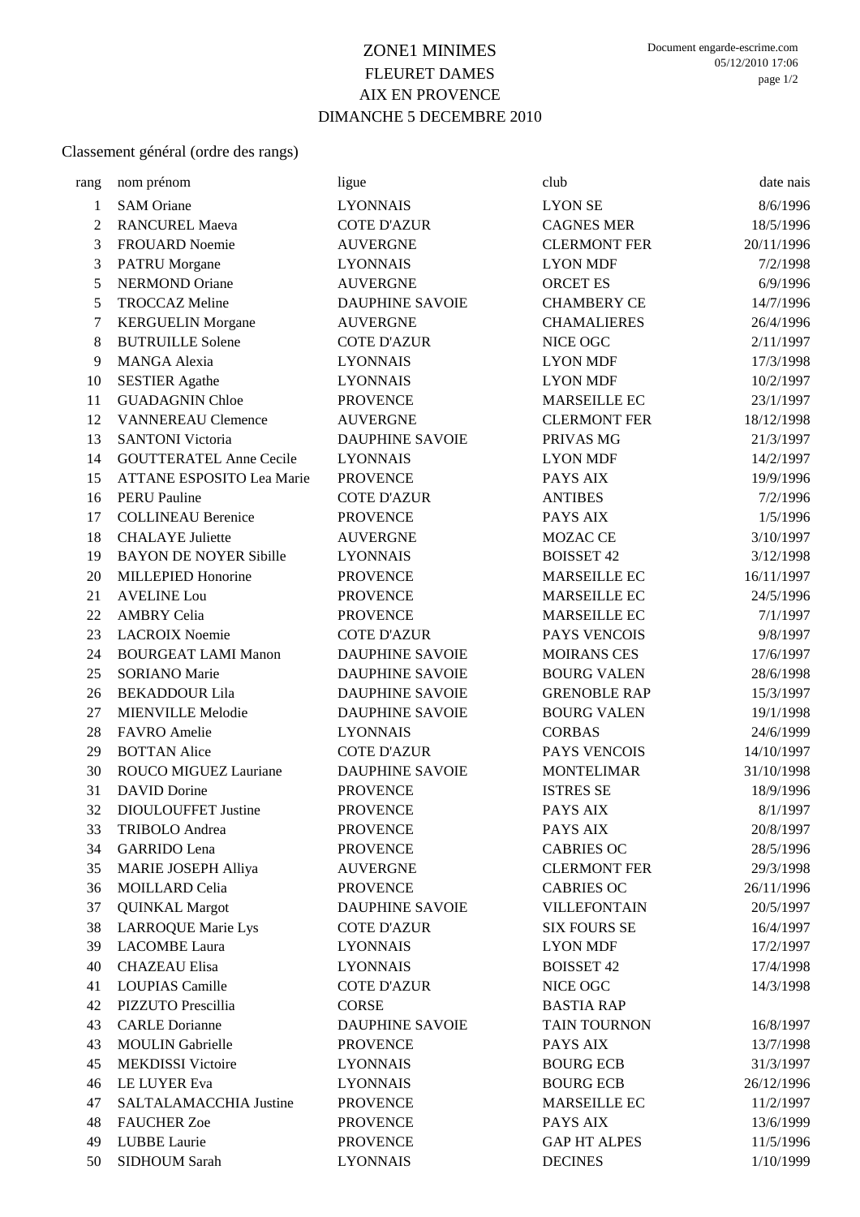# ZONE1 MINIMES
## FLEURET DAMES
## AIX EN PROVENCE
## DIMANCHE 5 DECEMBRE 2010

Classement général (ordre des rangs)

| rang | nom prénom | ligue | club | date nais |
|---|---|---|---|---|
| 1 | SAM Oriane | LYONNAIS | LYON SE | 8/6/1996 |
| 2 | RANCUREL Maeva | COTE D'AZUR | CAGNES MER | 18/5/1996 |
| 3 | FROUARD Noemie | AUVERGNE | CLERMONT FER | 20/11/1996 |
| 3 | PATRU Morgane | LYONNAIS | LYON MDF | 7/2/1998 |
| 5 | NERMOND Oriane | AUVERGNE | ORCET ES | 6/9/1996 |
| 5 | TROCCAZ Meline | DAUPHINE SAVOIE | CHAMBERY CE | 14/7/1996 |
| 7 | KERGUELIN Morgane | AUVERGNE | CHAMALIERES | 26/4/1996 |
| 8 | BUTRUILLE Solene | COTE D'AZUR | NICE OGC | 2/11/1997 |
| 9 | MANGA Alexia | LYONNAIS | LYON MDF | 17/3/1998 |
| 10 | SESTIER Agathe | LYONNAIS | LYON MDF | 10/2/1997 |
| 11 | GUADAGNIN Chloe | PROVENCE | MARSEILLE EC | 23/1/1997 |
| 12 | VANNEREAU Clemence | AUVERGNE | CLERMONT FER | 18/12/1998 |
| 13 | SANTONI Victoria | DAUPHINE SAVOIE | PRIVAS MG | 21/3/1997 |
| 14 | GOUTTERATEL Anne Cecile | LYONNAIS | LYON MDF | 14/2/1997 |
| 15 | ATTANE ESPOSITO Lea Marie | PROVENCE | PAYS AIX | 19/9/1996 |
| 16 | PERU Pauline | COTE D'AZUR | ANTIBES | 7/2/1996 |
| 17 | COLLINEAU Berenice | PROVENCE | PAYS AIX | 1/5/1996 |
| 18 | CHALAYE Juliette | AUVERGNE | MOZAC CE | 3/10/1997 |
| 19 | BAYON DE NOYER Sibille | LYONNAIS | BOISSET 42 | 3/12/1998 |
| 20 | MILLEPIED Honorine | PROVENCE | MARSEILLE EC | 16/11/1997 |
| 21 | AVELINE Lou | PROVENCE | MARSEILLE EC | 24/5/1996 |
| 22 | AMBRY Celia | PROVENCE | MARSEILLE EC | 7/1/1997 |
| 23 | LACROIX Noemie | COTE D'AZUR | PAYS VENCOIS | 9/8/1997 |
| 24 | BOURGEAT LAMI Manon | DAUPHINE SAVOIE | MOIRANS CES | 17/6/1997 |
| 25 | SORIANO Marie | DAUPHINE SAVOIE | BOURG VALEN | 28/6/1998 |
| 26 | BEKADDOUR Lila | DAUPHINE SAVOIE | GRENOBLE RAP | 15/3/1997 |
| 27 | MIENVILLE Melodie | DAUPHINE SAVOIE | BOURG VALEN | 19/1/1998 |
| 28 | FAVRO Amelie | LYONNAIS | CORBAS | 24/6/1999 |
| 29 | BOTTAN Alice | COTE D'AZUR | PAYS VENCOIS | 14/10/1997 |
| 30 | ROUCO MIGUEZ Lauriane | DAUPHINE SAVOIE | MONTELIMAR | 31/10/1998 |
| 31 | DAVID Dorine | PROVENCE | ISTRES SE | 18/9/1996 |
| 32 | DIOULOUFFET Justine | PROVENCE | PAYS AIX | 8/1/1997 |
| 33 | TRIBOLO Andrea | PROVENCE | PAYS AIX | 20/8/1997 |
| 34 | GARRIDO Lena | PROVENCE | CABRIES OC | 28/5/1996 |
| 35 | MARIE JOSEPH Alliya | AUVERGNE | CLERMONT FER | 29/3/1998 |
| 36 | MOILLARD Celia | PROVENCE | CABRIES OC | 26/11/1996 |
| 37 | QUINKAL Margot | DAUPHINE SAVOIE | VILLEFONTAIN | 20/5/1997 |
| 38 | LARROQUE Marie Lys | COTE D'AZUR | SIX FOURS SE | 16/4/1997 |
| 39 | LACOMBE Laura | LYONNAIS | LYON MDF | 17/2/1997 |
| 40 | CHAZEAU Elisa | LYONNAIS | BOISSET 42 | 17/4/1998 |
| 41 | LOUPIAS Camille | COTE D'AZUR | NICE OGC | 14/3/1998 |
| 42 | PIZZUTO Prescillia | CORSE | BASTIA RAP | |
| 43 | CARLE Dorianne | DAUPHINE SAVOIE | TAIN TOURNON | 16/8/1997 |
| 43 | MOULIN Gabrielle | PROVENCE | PAYS AIX | 13/7/1998 |
| 45 | MEKDISSI Victoire | LYONNAIS | BOURG ECB | 31/3/1997 |
| 46 | LE LUYER Eva | LYONNAIS | BOURG ECB | 26/12/1996 |
| 47 | SALTALAMACCHIA Justine | PROVENCE | MARSEILLE EC | 11/2/1997 |
| 48 | FAUCHER Zoe | PROVENCE | PAYS AIX | 13/6/1999 |
| 49 | LUBBE Laurie | PROVENCE | GAP HT ALPES | 11/5/1996 |
| 50 | SIDHOUM Sarah | LYONNAIS | DECINES | 1/10/1999 |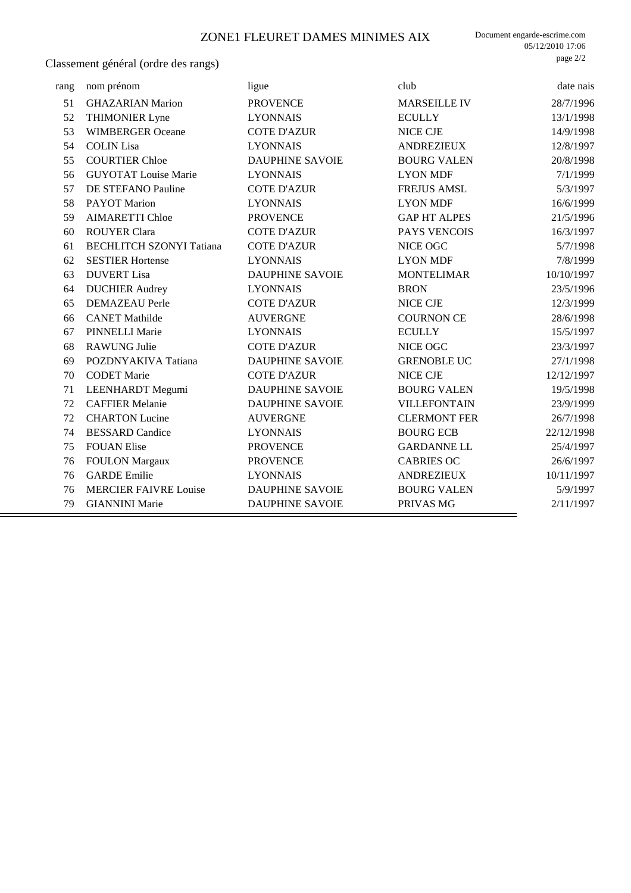# ZONE1 FLEURET DAMES MINIMES AIX

Document engarde-escrime.com
05/12/2010 17:06

## Classement général (ordre des rangs)

| rang | nom prénom | ligue | club | date nais |
|---|---|---|---|---|
| 51 | GHAZARIAN Marion | PROVENCE | MARSEILLE IV | 28/7/1996 |
| 52 | THIMONIER Lyne | LYONNAIS | ECULLY | 13/1/1998 |
| 53 | WIMBERGER Oceane | COTE D'AZUR | NICE CJE | 14/9/1998 |
| 54 | COLIN Lisa | LYONNAIS | ANDREZIEUX | 12/8/1997 |
| 55 | COURTIER Chloe | DAUPHINE SAVOIE | BOURG VALEN | 20/8/1998 |
| 56 | GUYOTAT Louise Marie | LYONNAIS | LYON MDF | 7/1/1999 |
| 57 | DE STEFANO Pauline | COTE D'AZUR | FREJUS AMSL | 5/3/1997 |
| 58 | PAYOT Marion | LYONNAIS | LYON MDF | 16/6/1999 |
| 59 | AIMARETTI Chloe | PROVENCE | GAP HT ALPES | 21/5/1996 |
| 60 | ROUYER Clara | COTE D'AZUR | PAYS VENCOIS | 16/3/1997 |
| 61 | BECHLITCH SZONYI Tatiana | COTE D'AZUR | NICE OGC | 5/7/1998 |
| 62 | SESTIER Hortense | LYONNAIS | LYON MDF | 7/8/1999 |
| 63 | DUVERT Lisa | DAUPHINE SAVOIE | MONTELIMAR | 10/10/1997 |
| 64 | DUCHIER Audrey | LYONNAIS | BRON | 23/5/1996 |
| 65 | DEMAZEAU Perle | COTE D'AZUR | NICE CJE | 12/3/1999 |
| 66 | CANET Mathilde | AUVERGNE | COURNON CE | 28/6/1998 |
| 67 | PINNELLI Marie | LYONNAIS | ECULLY | 15/5/1997 |
| 68 | RAWUNG Julie | COTE D'AZUR | NICE OGC | 23/3/1997 |
| 69 | POZDNYAKIVA Tatiana | DAUPHINE SAVOIE | GRENOBLE UC | 27/1/1998 |
| 70 | CODET Marie | COTE D'AZUR | NICE CJE | 12/12/1997 |
| 71 | LEENHARDT Megumi | DAUPHINE SAVOIE | BOURG VALEN | 19/5/1998 |
| 72 | CAFFIER Melanie | DAUPHINE SAVOIE | VILLEFONTAIN | 23/9/1999 |
| 72 | CHARTON Lucine | AUVERGNE | CLERMONT FER | 26/7/1998 |
| 74 | BESSARD Candice | LYONNAIS | BOURG ECB | 22/12/1998 |
| 75 | FOUAN Elise | PROVENCE | GARDANNE LL | 25/4/1997 |
| 76 | FOULON Margaux | PROVENCE | CABRIES OC | 26/6/1997 |
| 76 | GARDE Emilie | LYONNAIS | ANDREZIEUX | 10/11/1997 |
| 76 | MERCIER FAIVRE Louise | DAUPHINE SAVOIE | BOURG VALEN | 5/9/1997 |
| 79 | GIANNINI Marie | DAUPHINE SAVOIE | PRIVAS MG | 2/11/1997 |